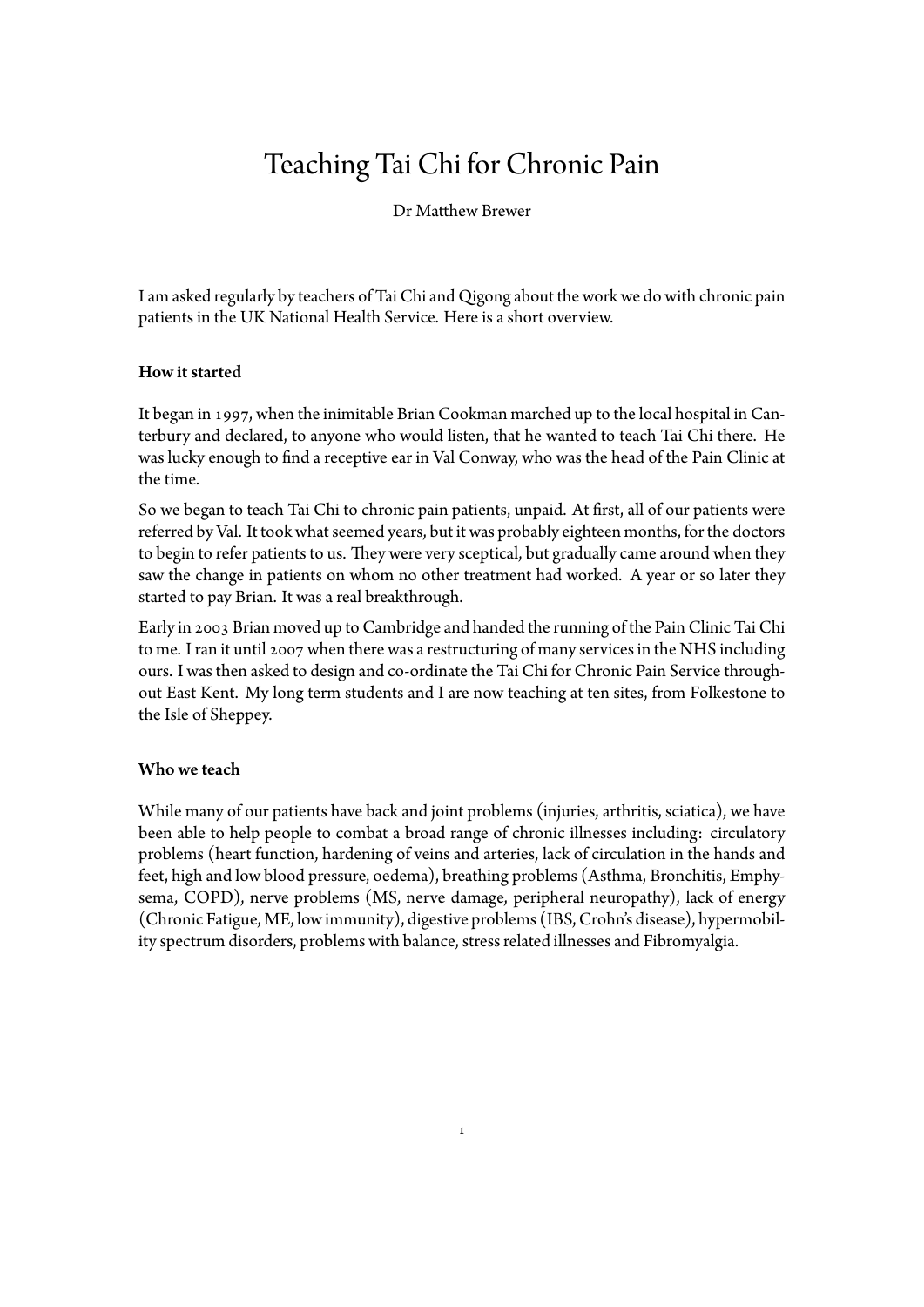# Teaching Tai Chi for Chronic Pain

Dr Matthew Brewer

I am asked regularly by teachers of Tai Chi and Qigong about the work we do with chronic pain patients in the UK National Health Service. Here is a short overview.

### How it started

It began in 1997, when the inimitable Brian Cookman marched up to the local hospital in Canterbury and declared, to anyone who would listen, that he wanted to teach Tai Chi there. He was lucky enough to find a receptive ear in Val Conway, who was the head of the Pain Clinic at the time.

So we began to teach Tai Chi to chronic pain patients, unpaid. At first, all of our patients were referred by Val. It took what seemed years, but it was probably eighteen months, for the doctors to begin to refer patients to us. They were very sceptical, but gradually came around when they saw the change in patients on whom no other treatment had worked. A year or so later they started to pay Brian. It was a real breakthrough.

Early in 2003 Brian moved up to Cambridge and handed the running of the Pain Clinic Tai Chi to me. I ran it until 2007 when there was a restructuring of many services in the NHS including ours. I was then asked to design and co-ordinate the Tai Chi for Chronic Pain Service throughout East Kent. My long term students and I are now teaching at ten sites, from Folkestone to the Isle of Sheppey.

### Who we teach

While many of our patients have back and joint problems (injuries, arthritis, sciatica), we have been able to help people to combat a broad range of chronic illnesses including: circulatory problems (heart function, hardening of veins and arteries, lack of circulation in the hands and feet, high and low blood pressure, oedema), breathing problems (Asthma, Bronchitis, Emphysema, COPD), nerve problems (MS, nerve damage, peripheral neuropathy), lack of energy (Chronic Fatigue, ME, low immunity), digestive problems (IBS, Crohn's disease), hypermobility spectrum disorders, problems with balance, stress related illnesses and Fibromyalgia.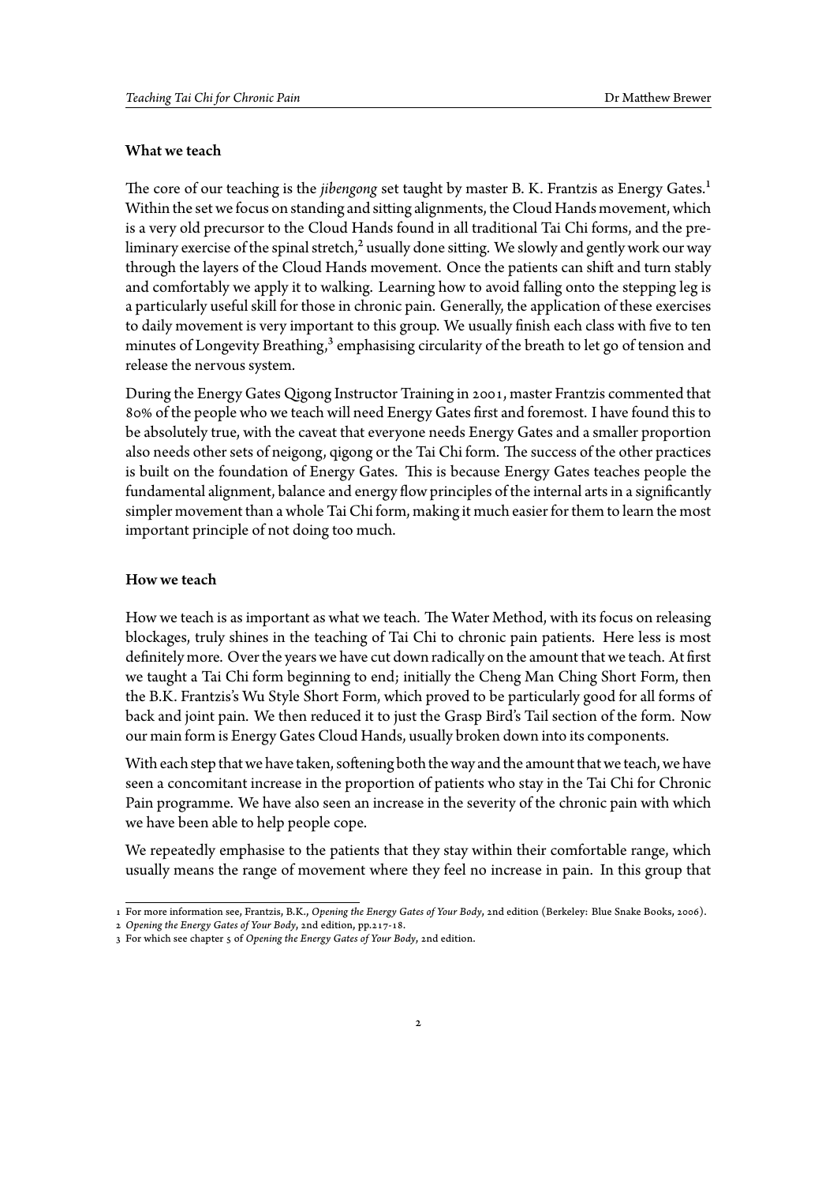### What we teach

The core of our teaching is the *jibengong* set taught by master B. K. Frantzis as Energy Gates.[1] Within the set we focus on standing and sitting alignments, the Cloud Hands movement, which is a very old precursor to the Cloud Hands found in all traditional Tai Chi forms, and the preliminary exercise of the spinal stretch,[2] usually done sitting. We slowly and gently work our way through the layers of the Cloud Hands movement. Once the patients can shift and turn stably and comfortably we apply it to walking. Learning how to avoid falling onto the stepping leg is a particularly useful skill for those in chronic pain. Generally, the application of these exercises to daily movement is very important to this group. We usually finish each class with five to ten minutes of Longevity Breathing,[3] emphasising circularity of the breath to let go of tension and release the nervous system.

During the Energy Gates Qigong Instructor Training in 2001, master Frantzis commented that 80% of the people who we teach will need Energy Gates first and foremost. I have found this to be absolutely true, with the caveat that everyone needs Energy Gates and a smaller proportion also needs other sets of neigong, qigong or the Tai Chi form. The success of the other practices is built on the foundation of Energy Gates. This is because Energy Gates teaches people the fundamental alignment, balance and energy flow principles of the internal arts in a significantly simpler movement than a whole Tai Chi form, making it much easier for them to learn the most important principle of not doing too much.

### How we teach

How we teach is as important as what we teach. The Water Method, with its focus on releasing blockages, truly shines in the teaching of Tai Chi to chronic pain patients. Here less is most definitely more. Over the years we have cut down radically on the amount that we teach. At first we taught a Tai Chi form beginning to end; initially the Cheng Man Ching Short Form, then the B.K. Frantzis's Wu Style Short Form, which proved to be particularly good for all forms of back and joint pain. We then reduced it to just the Grasp Bird's Tail section of the form. Now our main form is Energy Gates Cloud Hands, usually broken down into its components.

With each step that we have taken, softening both the way and the amount that we teach, we have seen a concomitant increase in the proportion of patients who stay in the Tai Chi for Chronic Pain programme. We have also seen an increase in the severity of the chronic pain with which we have been able to help people cope.

We repeatedly emphasise to the patients that they stay within their comfortable range, which usually means the range of movement where they feel no increase in pain. In this group that

---

1 For more information see, Frantzis, B.K., *Opening the Energy Gates of Your Body*, 2nd edition (Berkeley: Blue Snake Books, 2006).

2 *Opening the Energy Gates of Your Body*, 2nd edition, pp.217-18.

3 For which see chapter 5 of *Opening the Energy Gates of Your Body*, 2nd edition.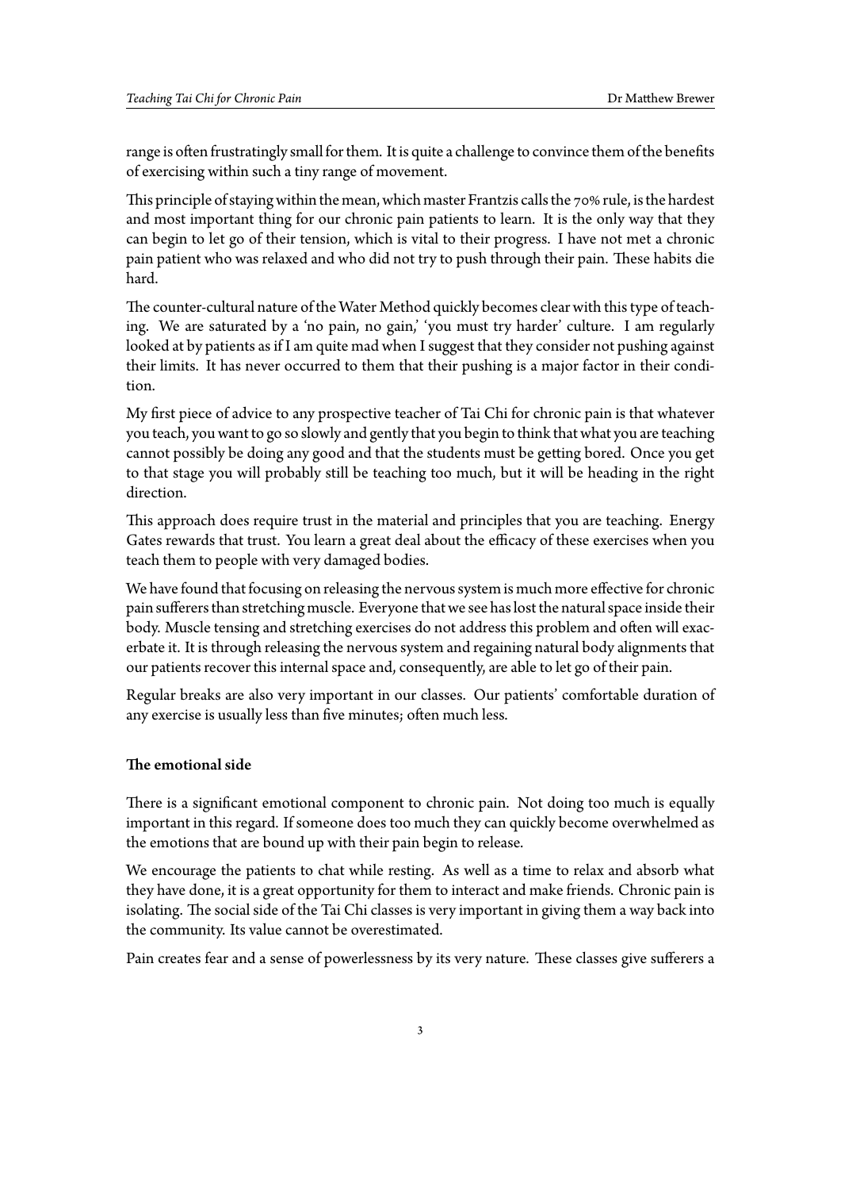range is often frustratingly small for them. It is quite a challenge to convince them of the benefits of exercising within such a tiny range of movement.

This principle of staying within the mean, which master Frantzis calls the 70% rule, is the hardest and most important thing for our chronic pain patients to learn. It is the only way that they can begin to let go of their tension, which is vital to their progress. I have not met a chronic pain patient who was relaxed and who did not try to push through their pain. These habits die hard.

The counter-cultural nature of the Water Method quickly becomes clear with this type of teaching. We are saturated by a 'no pain, no gain,' 'you must try harder' culture. I am regularly looked at by patients as if I am quite mad when I suggest that they consider not pushing against their limits. It has never occurred to them that their pushing is a major factor in their condition.

My first piece of advice to any prospective teacher of Tai Chi for chronic pain is that whatever you teach, you want to go so slowly and gently that you begin to think that what you are teaching cannot possibly be doing any good and that the students must be getting bored. Once you get to that stage you will probably still be teaching too much, but it will be heading in the right direction.

This approach does require trust in the material and principles that you are teaching. Energy Gates rewards that trust. You learn a great deal about the efficacy of these exercises when you teach them to people with very damaged bodies.

We have found that focusing on releasing the nervous system is much more effective for chronic pain sufferers than stretching muscle. Everyone that we see has lost the natural space inside their body. Muscle tensing and stretching exercises do not address this problem and often will exacerbate it. It is through releasing the nervous system and regaining natural body alignments that our patients recover this internal space and, consequently, are able to let go of their pain.

Regular breaks are also very important in our classes. Our patients' comfortable duration of any exercise is usually less than five minutes; often much less.

### The emotional side

There is a significant emotional component to chronic pain. Not doing too much is equally important in this regard. If someone does too much they can quickly become overwhelmed as the emotions that are bound up with their pain begin to release.

We encourage the patients to chat while resting. As well as a time to relax and absorb what they have done, it is a great opportunity for them to interact and make friends. Chronic pain is isolating. The social side of the Tai Chi classes is very important in giving them a way back into the community. Its value cannot be overestimated.

Pain creates fear and a sense of powerlessness by its very nature. These classes give sufferers a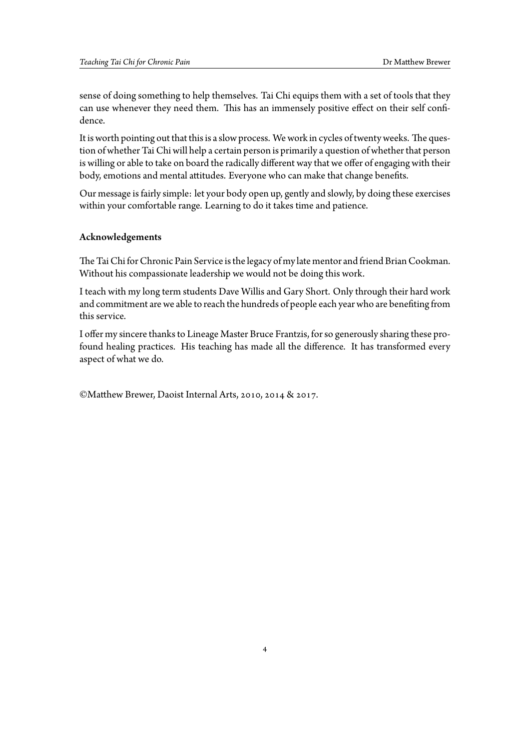sense of doing something to help themselves. Tai Chi equips them with a set of tools that they can use whenever they need them. This has an immensely positive effect on their self confidence.

It is worth pointing out that this is a slow process. We work in cycles of twenty weeks. The question of whether Tai Chi will help a certain person is primarily a question of whether that person is willing or able to take on board the radically different way that we offer of engaging with their body, emotions and mental attitudes. Everyone who can make that change benefits.

Our message is fairly simple: let your body open up, gently and slowly, by doing these exercises within your comfortable range. Learning to do it takes time and patience.

### Acknowledgements

The Tai Chi for Chronic Pain Service is the legacy of my late mentor and friend Brian Cookman. Without his compassionate leadership we would not be doing this work.

I teach with my long term students Dave Willis and Gary Short. Only through their hard work and commitment are we able to reach the hundreds of people each year who are benefiting from this service.

I offer my sincere thanks to Lineage Master Bruce Frantzis, for so generously sharing these profound healing practices. His teaching has made all the difference. It has transformed every aspect of what we do.

©Matthew Brewer, Daoist Internal Arts, 2010, 2014 & 2017.